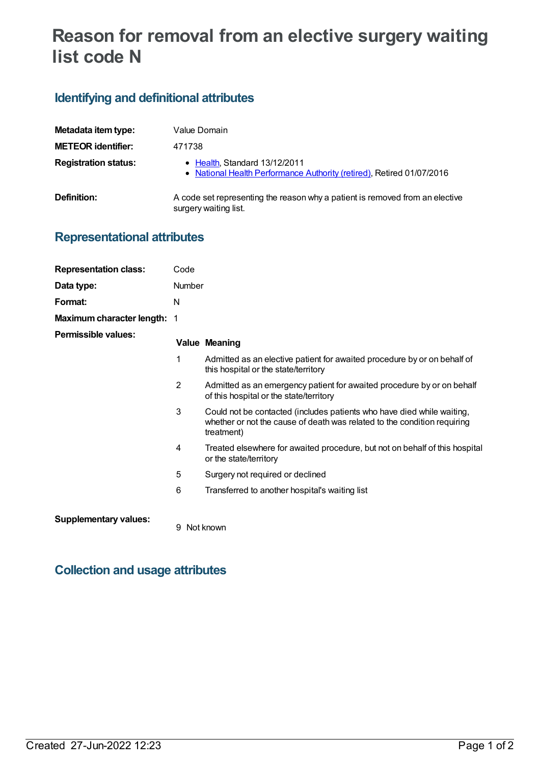# Reason for removal from an elective surgery waiting list code N

## Identifying and definitional attributes

| | |
|---|---|
| **Metadata item type:** | Value Domain |
| **METEOR identifier:** | 471738 |
| **Registration status:** | • Health, Standard 13/12/2011<br>• National Health Performance Authority (retired), Retired 01/07/2016 |
| **Definition:** | A code set representing the reason why a patient is removed from an elective surgery waiting list. |

## Representational attributes

| | |
|---|---|
| **Representation class:** | Code |
| **Data type:** | Number |
| **Format:** | N |
| **Maximum character length:** | 1 |

**Permissible values:**

| Value | Meaning |
|---|---|
| 1 | Admitted as an elective patient for awaited procedure by or on behalf of this hospital or the state/territory |
| 2 | Admitted as an emergency patient for awaited procedure by or on behalf of this hospital or the state/territory |
| 3 | Could not be contacted (includes patients who have died while waiting, whether or not the cause of death was related to the condition requiring treatment) |
| 4 | Treated elsewhere for awaited procedure, but not on behalf of this hospital or the state/territory |
| 5 | Surgery not required or declined |
| 6 | Transferred to another hospital's waiting list |

**Supplementary values:**

| Value | Meaning |
|---|---|
| 9 | Not known |

## Collection and usage attributes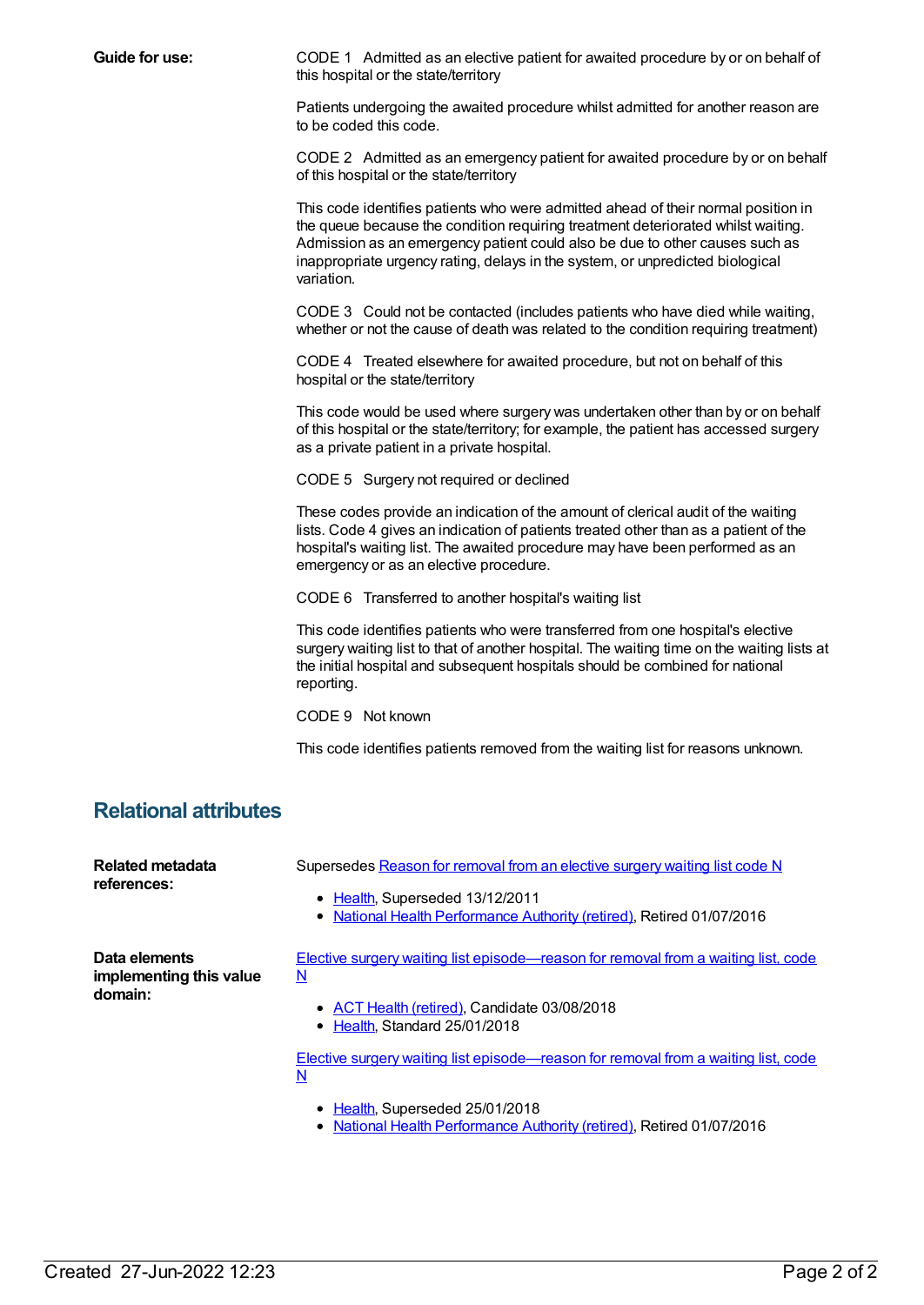**Guide for use:**

CODE 1 Admitted as an elective patient for awaited procedure by or on behalf of this hospital or the state/territory

Patients undergoing the awaited procedure whilst admitted for another reason are to be coded this code.

CODE 2 Admitted as an emergency patient for awaited procedure by or on behalf of this hospital or the state/territory

This code identifies patients who were admitted ahead of their normal position in the queue because the condition requiring treatment deteriorated whilst waiting. Admission as an emergency patient could also be due to other causes such as inappropriate urgency rating, delays in the system, or unpredicted biological variation.

CODE 3 Could not be contacted (includes patients who have died while waiting, whether or not the cause of death was related to the condition requiring treatment)

CODE 4 Treated elsewhere for awaited procedure, but not on behalf of this hospital or the state/territory

This code would be used where surgery was undertaken other than by or on behalf of this hospital or the state/territory; for example, the patient has accessed surgery as a private patient in a private hospital.

CODE 5 Surgery not required or declined

These codes provide an indication of the amount of clerical audit of the waiting lists. Code 4 gives an indication of patients treated other than as a patient of the hospital's waiting list. The awaited procedure may have been performed as an emergency or as an elective procedure.

CODE 6 Transferred to another hospital's waiting list

This code identifies patients who were transferred from one hospital's elective surgery waiting list to that of another hospital. The waiting time on the waiting lists at the initial hospital and subsequent hospitals should be combined for national reporting.

CODE 9 Not known

This code identifies patients removed from the waiting list for reasons unknown.

## Relational attributes

**Related metadata references:**

Supersedes Reason for removal from an elective surgery waiting list code N

- Health, Superseded 13/12/2011
- National Health Performance Authority (retired), Retired 01/07/2016

**Data elements implementing this value domain:**

Elective surgery waiting list episode—reason for removal from a waiting list, code N

- ACT Health (retired), Candidate 03/08/2018
- Health, Standard 25/01/2018

Elective surgery waiting list episode—reason for removal from a waiting list, code N

- Health, Superseded 25/01/2018
- National Health Performance Authority (retired), Retired 01/07/2016